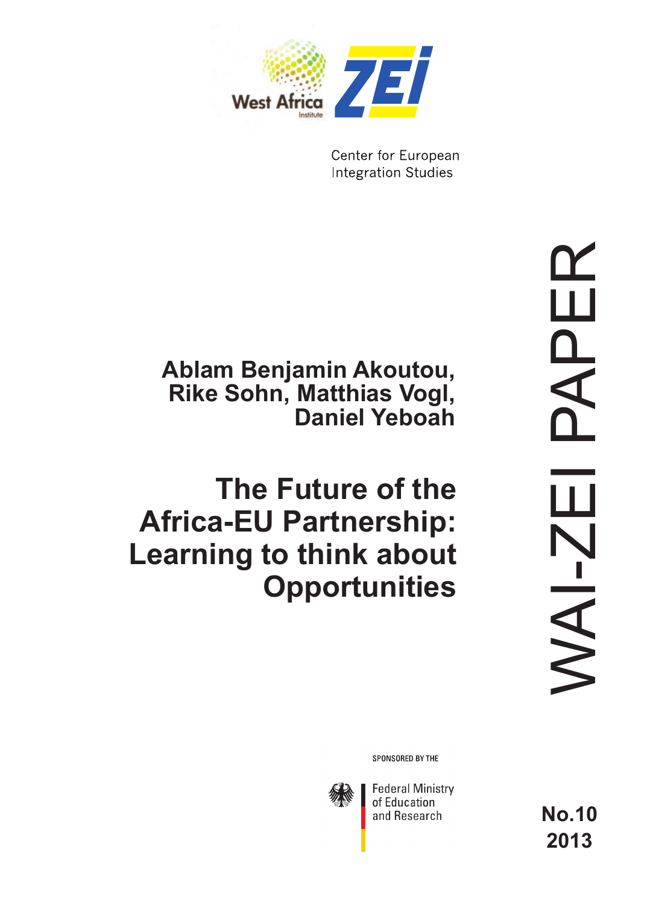West Africa Institute

ZEI

Center for European Integration Studies

**Ablam Benjamin Akoutou, Rike Sohn, Matthias Vogl, Daniel Yeboah**

# The Future of the Africa-EU Partnership: Learning to think about Opportunities

WAI-ZEI PAPER

SPONSORED BY THE

Federal Ministry of Education and Research

**No.10**
**2013**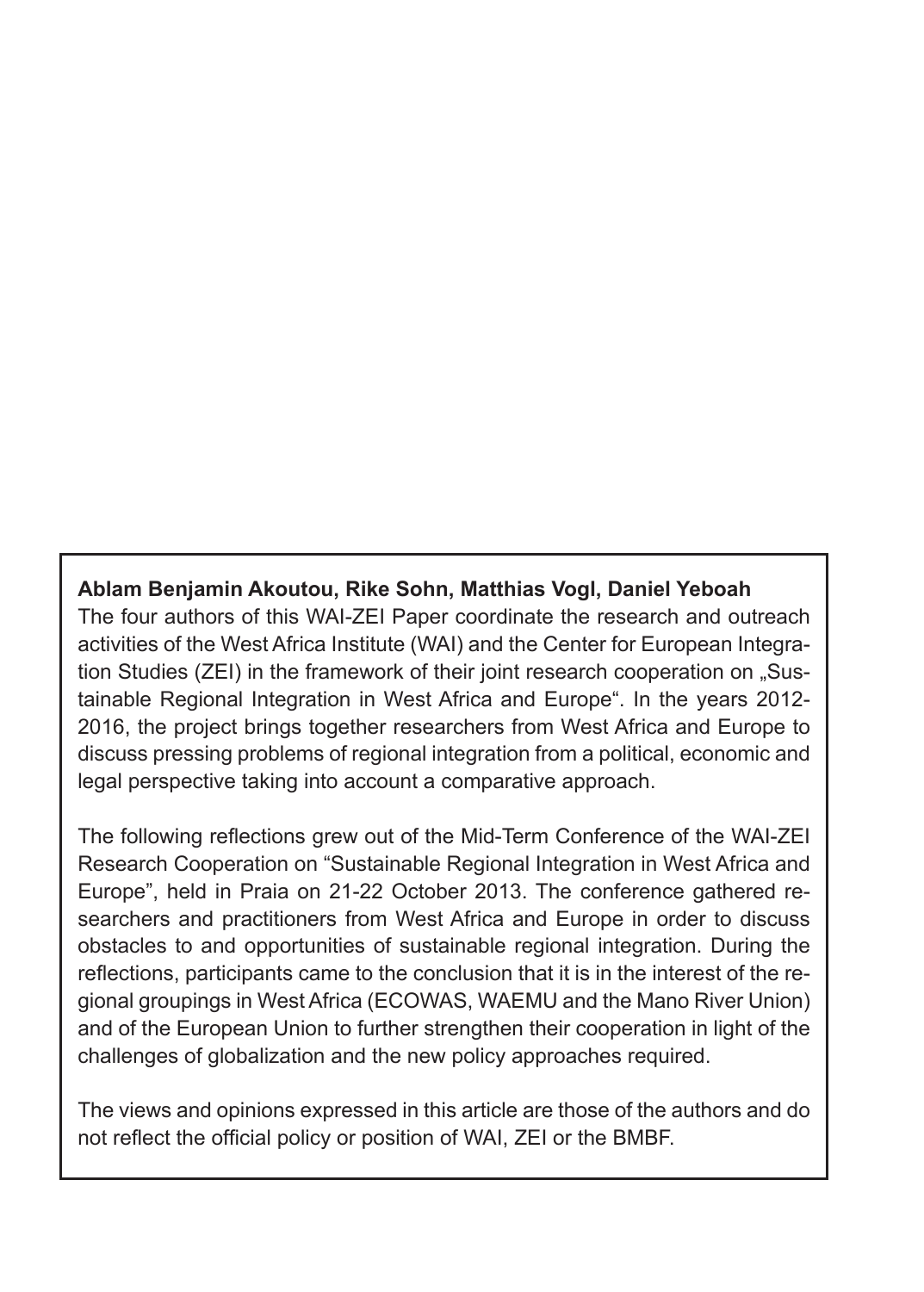**Ablam Benjamin Akoutou, Rike Sohn, Matthias Vogl, Daniel Yeboah**

The four authors of this WAI-ZEI Paper coordinate the research and outreach activities of the West Africa Institute (WAI) and the Center for European Integration Studies (ZEI) in the framework of their joint research cooperation on „Sustainable Regional Integration in West Africa and Europe“. In the years 2012-2016, the project brings together researchers from West Africa and Europe to discuss pressing problems of regional integration from a political, economic and legal perspective taking into account a comparative approach.

The following reflections grew out of the Mid-Term Conference of the WAI-ZEI Research Cooperation on “Sustainable Regional Integration in West Africa and Europe”, held in Praia on 21-22 October 2013. The conference gathered researchers and practitioners from West Africa and Europe in order to discuss obstacles to and opportunities of sustainable regional integration. During the reflections, participants came to the conclusion that it is in the interest of the regional groupings in West Africa (ECOWAS, WAEMU and the Mano River Union) and of the European Union to further strengthen their cooperation in light of the challenges of globalization and the new policy approaches required.

The views and opinions expressed in this article are those of the authors and do not reflect the official policy or position of WAI, ZEI or the BMBF.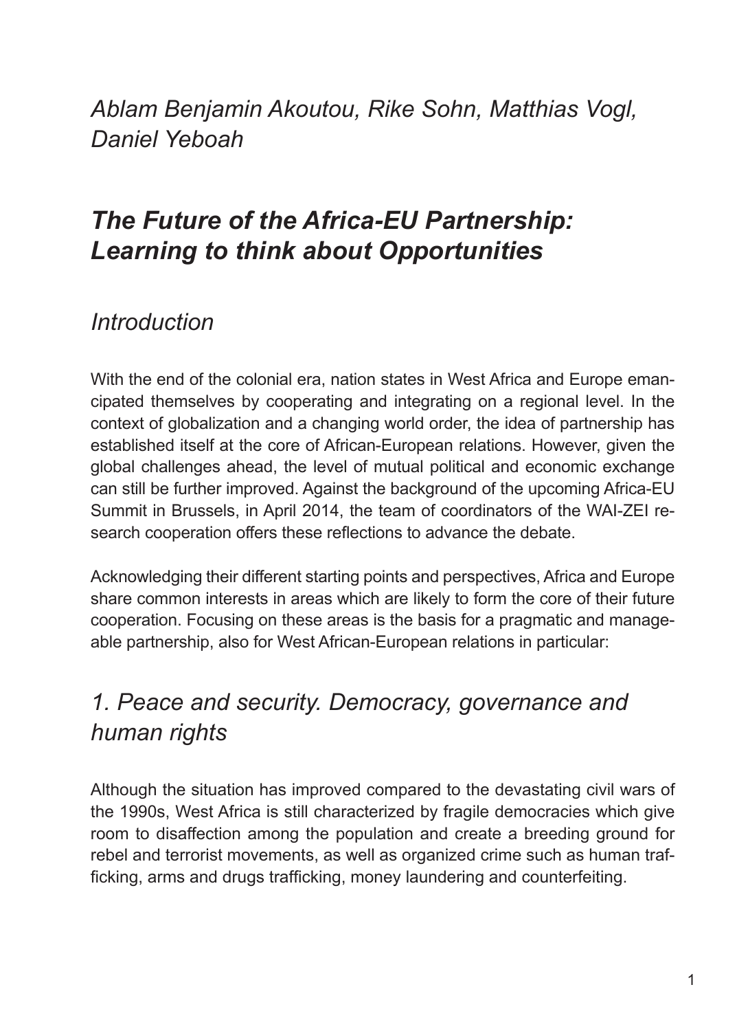*Ablam Benjamin Akoutou, Rike Sohn, Matthias Vogl, Daniel Yeboah*

# *The Future of the Africa-EU Partnership: Learning to think about Opportunities*

## *Introduction*

With the end of the colonial era, nation states in West Africa and Europe emancipated themselves by cooperating and integrating on a regional level. In the context of globalization and a changing world order, the idea of partnership has established itself at the core of African-European relations. However, given the global challenges ahead, the level of mutual political and economic exchange can still be further improved. Against the background of the upcoming Africa-EU Summit in Brussels, in April 2014, the team of coordinators of the WAI-ZEI research cooperation offers these reflections to advance the debate.

Acknowledging their different starting points and perspectives, Africa and Europe share common interests in areas which are likely to form the core of their future cooperation. Focusing on these areas is the basis for a pragmatic and manageable partnership, also for West African-European relations in particular:

## *1. Peace and security. Democracy, governance and human rights*

Although the situation has improved compared to the devastating civil wars of the 1990s, West Africa is still characterized by fragile democracies which give room to disaffection among the population and create a breeding ground for rebel and terrorist movements, as well as organized crime such as human trafficking, arms and drugs trafficking, money laundering and counterfeiting.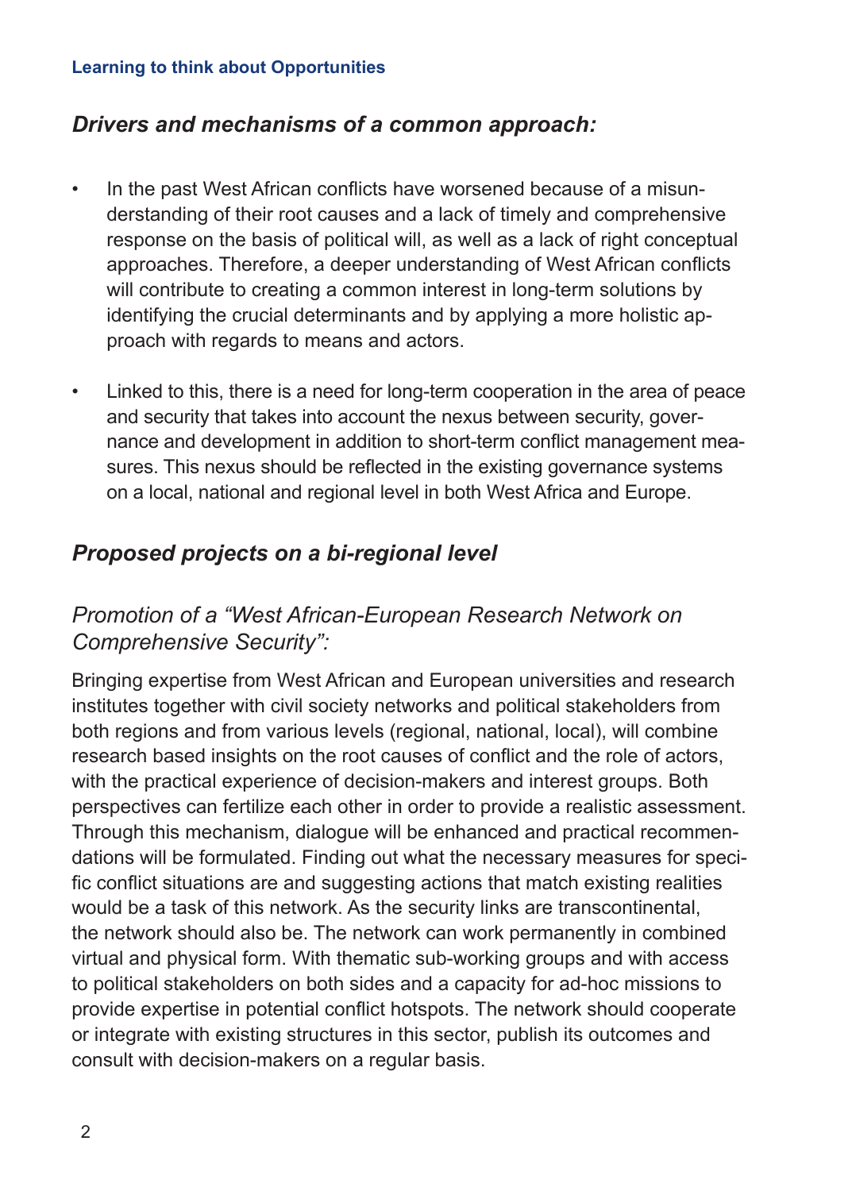## *Drivers and mechanisms of a common approach:*

- In the past West African conflicts have worsened because of a misunderstanding of their root causes and a lack of timely and comprehensive response on the basis of political will, as well as a lack of right conceptual approaches. Therefore, a deeper understanding of West African conflicts will contribute to creating a common interest in long-term solutions by identifying the crucial determinants and by applying a more holistic approach with regards to means and actors.

- Linked to this, there is a need for long-term cooperation in the area of peace and security that takes into account the nexus between security, governance and development in addition to short-term conflict management measures. This nexus should be reflected in the existing governance systems on a local, national and regional level in both West Africa and Europe.

## *Proposed projects on a bi-regional level*

### *Promotion of a "West African-European Research Network on Comprehensive Security":*

Bringing expertise from West African and European universities and research institutes together with civil society networks and political stakeholders from both regions and from various levels (regional, national, local), will combine research based insights on the root causes of conflict and the role of actors, with the practical experience of decision-makers and interest groups. Both perspectives can fertilize each other in order to provide a realistic assessment. Through this mechanism, dialogue will be enhanced and practical recommendations will be formulated. Finding out what the necessary measures for specific conflict situations are and suggesting actions that match existing realities would be a task of this network. As the security links are transcontinental, the network should also be. The network can work permanently in combined virtual and physical form. With thematic sub-working groups and with access to political stakeholders on both sides and a capacity for ad-hoc missions to provide expertise in potential conflict hotspots. The network should cooperate or integrate with existing structures in this sector, publish its outcomes and consult with decision-makers on a regular basis.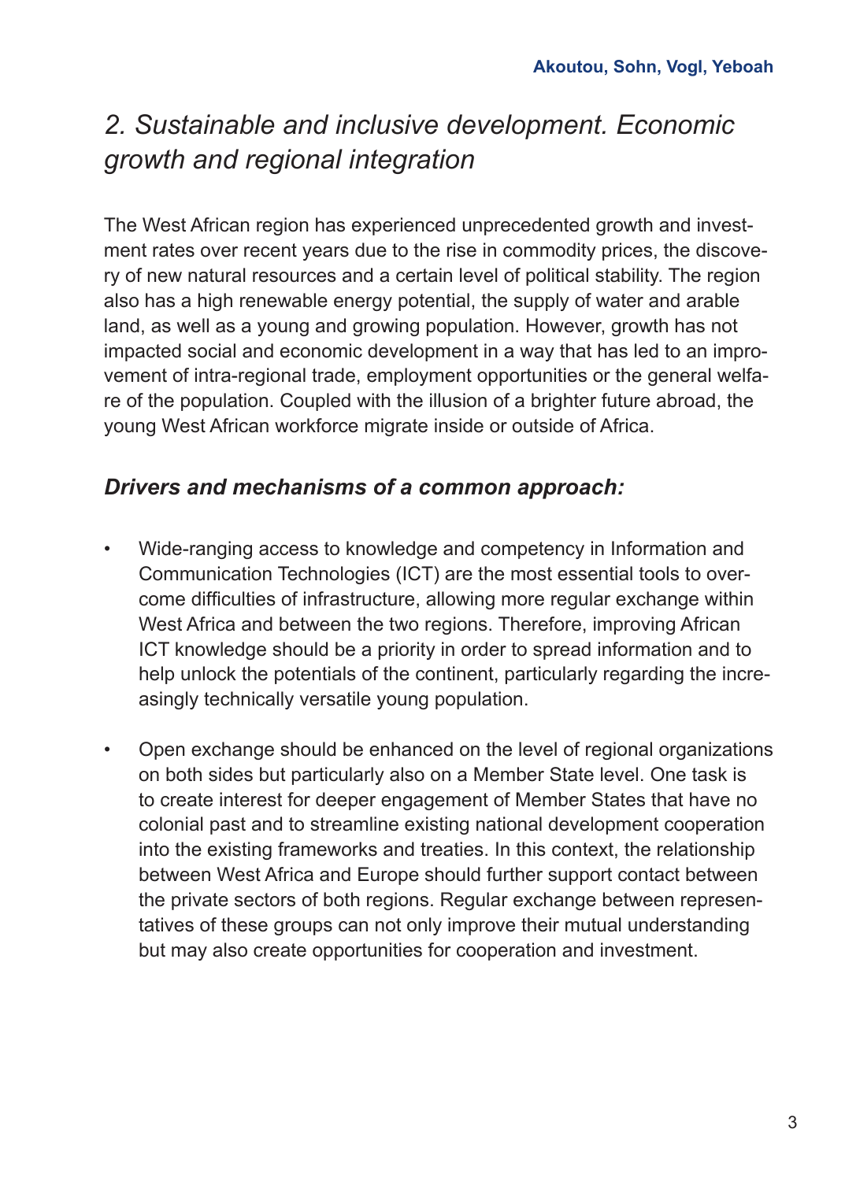## *2. Sustainable and inclusive development. Economic growth and regional integration*

The West African region has experienced unprecedented growth and investment rates over recent years due to the rise in commodity prices, the discovery of new natural resources and a certain level of political stability. The region also has a high renewable energy potential, the supply of water and arable land, as well as a young and growing population. However, growth has not impacted social and economic development in a way that has led to an improvement of intra-regional trade, employment opportunities or the general welfare of the population. Coupled with the illusion of a brighter future abroad, the young West African workforce migrate inside or outside of Africa.

### *Drivers and mechanisms of a common approach:*

- Wide-ranging access to knowledge and competency in Information and Communication Technologies (ICT) are the most essential tools to overcome difficulties of infrastructure, allowing more regular exchange within West Africa and between the two regions. Therefore, improving African ICT knowledge should be a priority in order to spread information and to help unlock the potentials of the continent, particularly regarding the increasingly technically versatile young population.

- Open exchange should be enhanced on the level of regional organizations on both sides but particularly also on a Member State level. One task is to create interest for deeper engagement of Member States that have no colonial past and to streamline existing national development cooperation into the existing frameworks and treaties. In this context, the relationship between West Africa and Europe should further support contact between the private sectors of both regions. Regular exchange between representatives of these groups can not only improve their mutual understanding but may also create opportunities for cooperation and investment.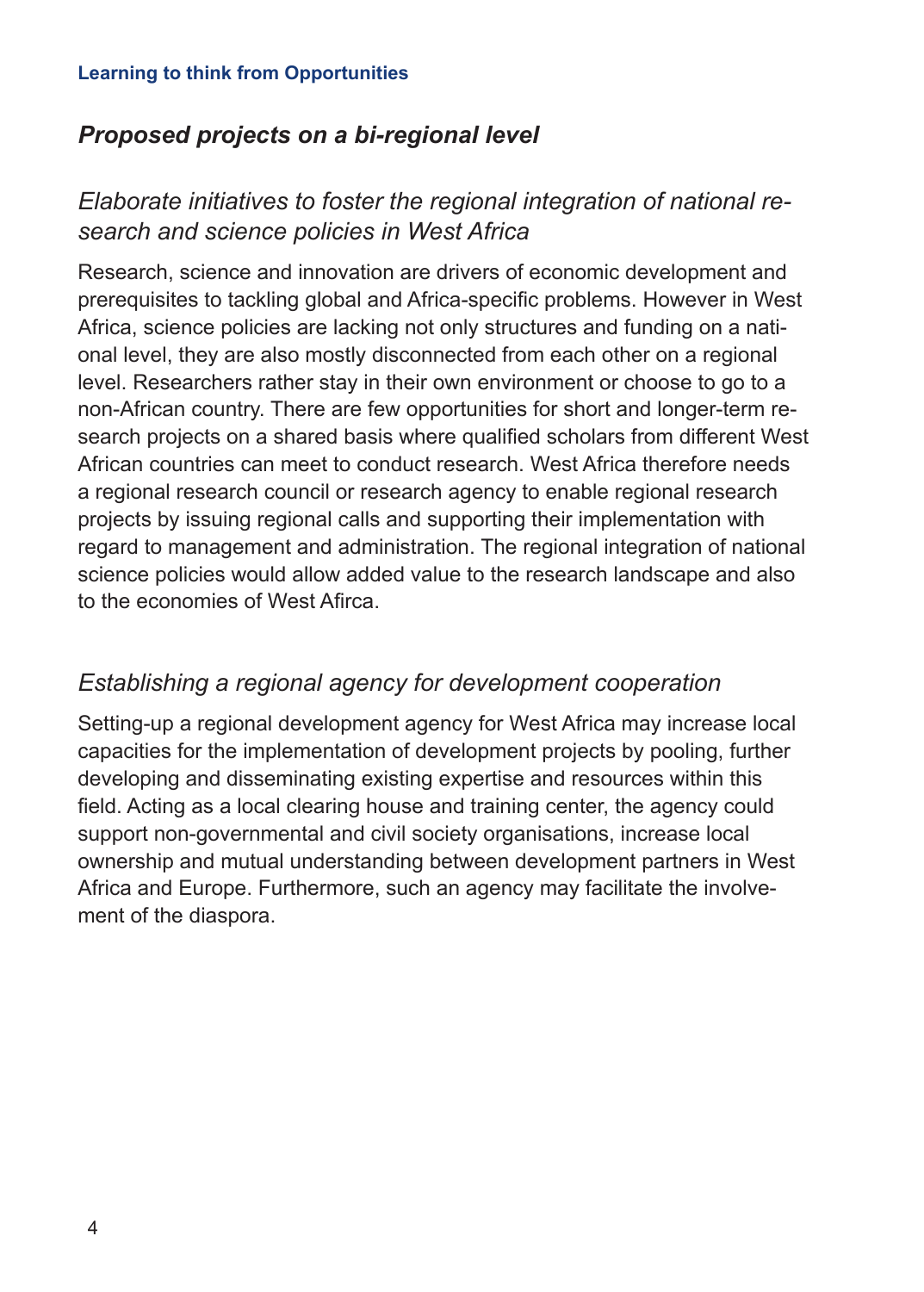## *Proposed projects on a bi-regional level*

### *Elaborate initiatives to foster the regional integration of national research and science policies in West Africa*

Research, science and innovation are drivers of economic development and prerequisites to tackling global and Africa-specific problems. However in West Africa, science policies are lacking not only structures and funding on a national level, they are also mostly disconnected from each other on a regional level. Researchers rather stay in their own environment or choose to go to a non-African country. There are few opportunities for short and longer-term research projects on a shared basis where qualified scholars from different West African countries can meet to conduct research. West Africa therefore needs a regional research council or research agency to enable regional research projects by issuing regional calls and supporting their implementation with regard to management and administration. The regional integration of national science policies would allow added value to the research landscape and also to the economies of West Afirca.

### *Establishing a regional agency for development cooperation*

Setting-up a regional development agency for West Africa may increase local capacities for the implementation of development projects by pooling, further developing and disseminating existing expertise and resources within this field. Acting as a local clearing house and training center, the agency could support non-governmental and civil society organisations, increase local ownership and mutual understanding between development partners in West Africa and Europe. Furthermore, such an agency may facilitate the involvement of the diaspora.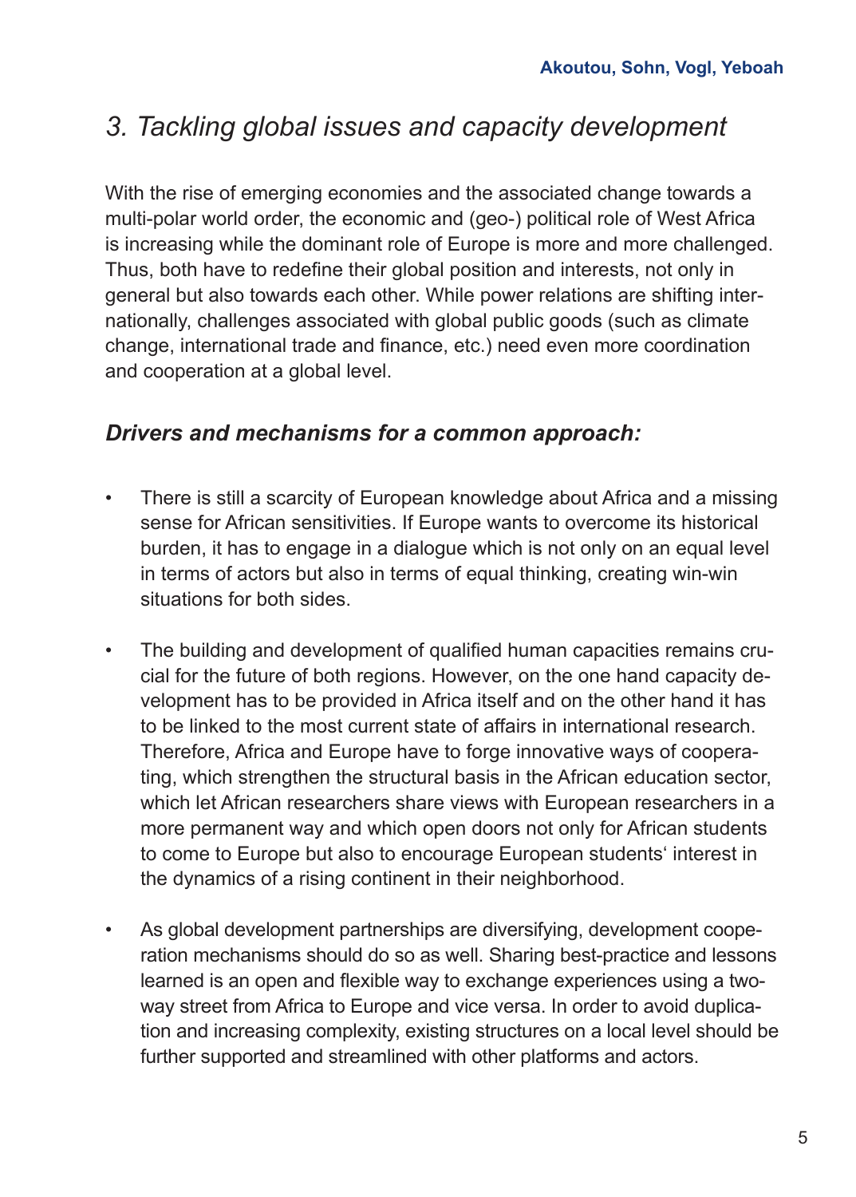## *3. Tackling global issues and capacity development*

With the rise of emerging economies and the associated change towards a multi-polar world order, the economic and (geo-) political role of West Africa is increasing while the dominant role of Europe is more and more challenged. Thus, both have to redefine their global position and interests, not only in general but also towards each other. While power relations are shifting internationally, challenges associated with global public goods (such as climate change, international trade and finance, etc.) need even more coordination and cooperation at a global level.

### ***Drivers and mechanisms for a common approach:***

- There is still a scarcity of European knowledge about Africa and a missing sense for African sensitivities. If Europe wants to overcome its historical burden, it has to engage in a dialogue which is not only on an equal level in terms of actors but also in terms of equal thinking, creating win-win situations for both sides.

- The building and development of qualified human capacities remains crucial for the future of both regions. However, on the one hand capacity development has to be provided in Africa itself and on the other hand it has to be linked to the most current state of affairs in international research. Therefore, Africa and Europe have to forge innovative ways of cooperating, which strengthen the structural basis in the African education sector, which let African researchers share views with European researchers in a more permanent way and which open doors not only for African students to come to Europe but also to encourage European students' interest in the dynamics of a rising continent in their neighborhood.

- As global development partnerships are diversifying, development cooperation mechanisms should do so as well. Sharing best-practice and lessons learned is an open and flexible way to exchange experiences using a two-way street from Africa to Europe and vice versa. In order to avoid duplication and increasing complexity, existing structures on a local level should be further supported and streamlined with other platforms and actors.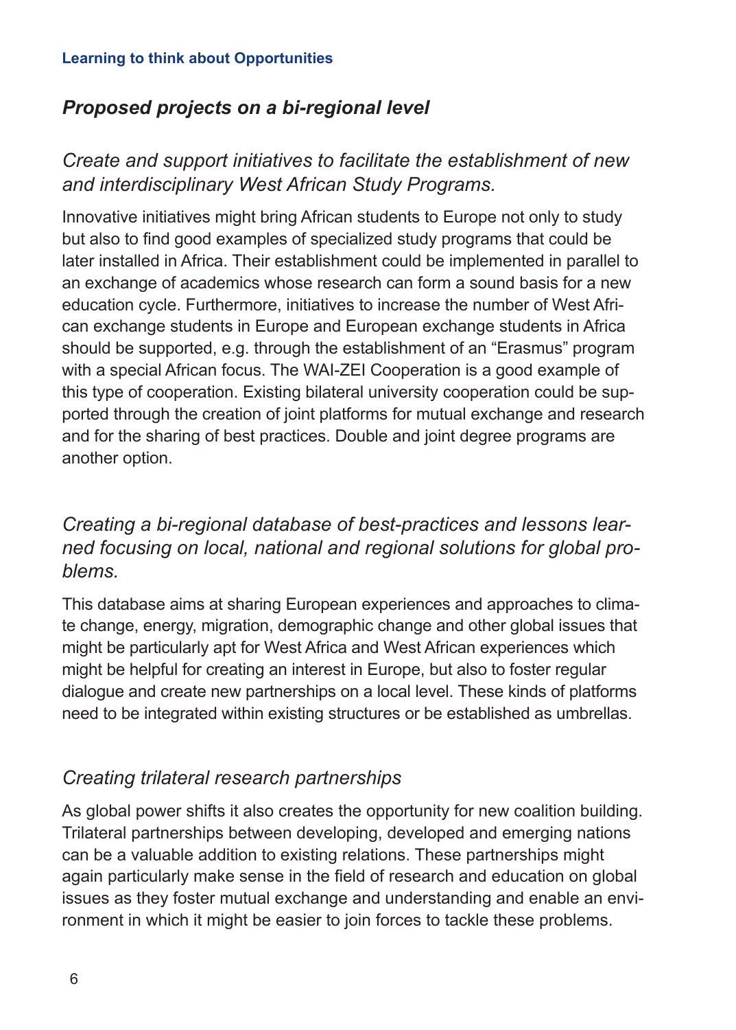## *Proposed projects on a bi-regional level*

### *Create and support initiatives to facilitate the establishment of new and interdisciplinary West African Study Programs.*

Innovative initiatives might bring African students to Europe not only to study but also to find good examples of specialized study programs that could be later installed in Africa. Their establishment could be implemented in parallel to an exchange of academics whose research can form a sound basis for a new education cycle. Furthermore, initiatives to increase the number of West African exchange students in Europe and European exchange students in Africa should be supported, e.g. through the establishment of an "Erasmus" program with a special African focus. The WAI-ZEI Cooperation is a good example of this type of cooperation. Existing bilateral university cooperation could be supported through the creation of joint platforms for mutual exchange and research and for the sharing of best practices. Double and joint degree programs are another option.

### *Creating a bi-regional database of best-practices and lessons learned focusing on local, national and regional solutions for global problems.*

This database aims at sharing European experiences and approaches to climate change, energy, migration, demographic change and other global issues that might be particularly apt for West Africa and West African experiences which might be helpful for creating an interest in Europe, but also to foster regular dialogue and create new partnerships on a local level. These kinds of platforms need to be integrated within existing structures or be established as umbrellas.

### *Creating trilateral research partnerships*

As global power shifts it also creates the opportunity for new coalition building. Trilateral partnerships between developing, developed and emerging nations can be a valuable addition to existing relations. These partnerships might again particularly make sense in the field of research and education on global issues as they foster mutual exchange and understanding and enable an environment in which it might be easier to join forces to tackle these problems.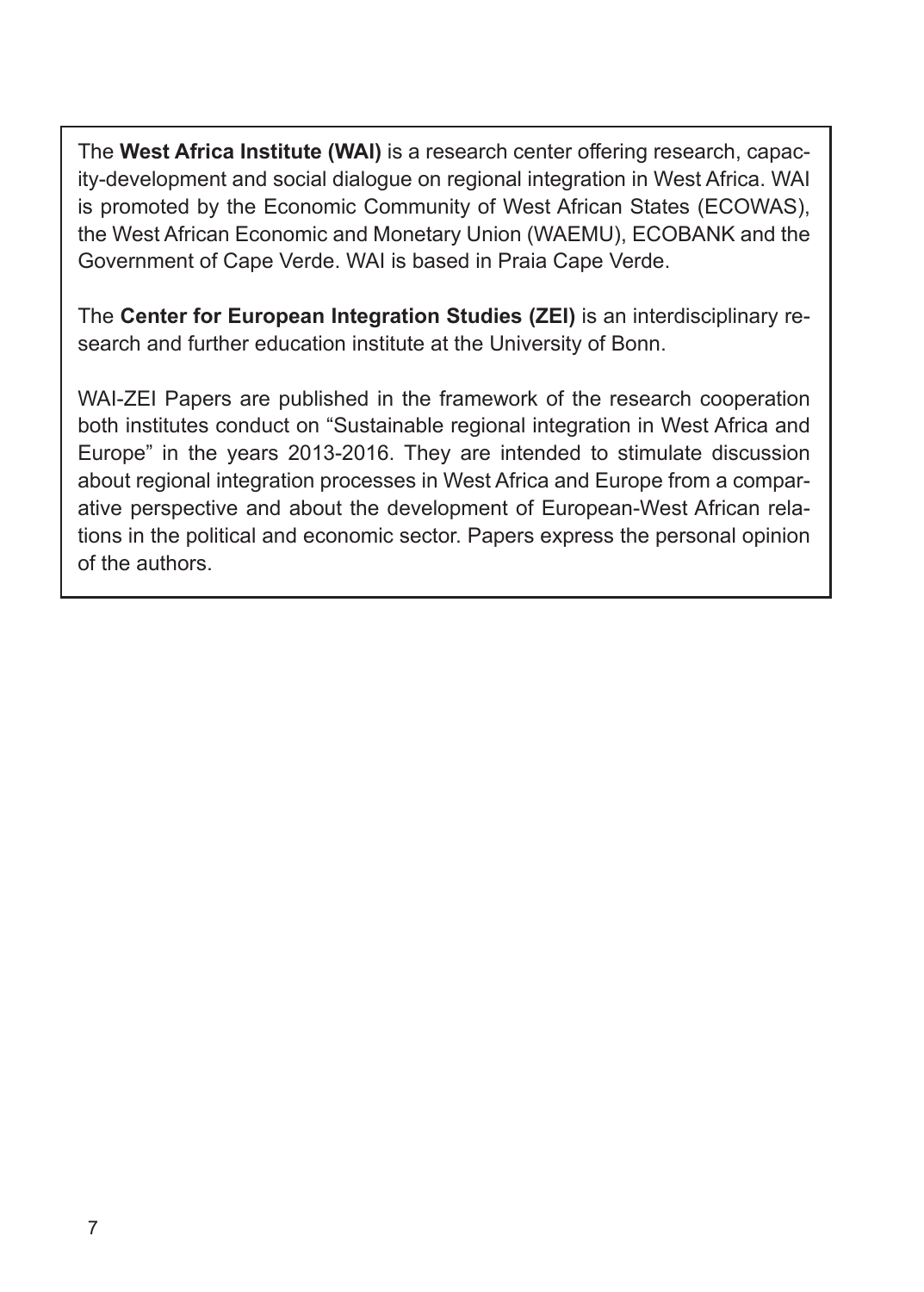The **West Africa Institute (WAI)** is a research center offering research, capacity-development and social dialogue on regional integration in West Africa. WAI is promoted by the Economic Community of West African States (ECOWAS), the West African Economic and Monetary Union (WAEMU), ECOBANK and the Government of Cape Verde. WAI is based in Praia Cape Verde.

The **Center for European Integration Studies (ZEI)** is an interdisciplinary research and further education institute at the University of Bonn.

WAI-ZEI Papers are published in the framework of the research cooperation both institutes conduct on "Sustainable regional integration in West Africa and Europe" in the years 2013-2016. They are intended to stimulate discussion about regional integration processes in West Africa and Europe from a comparative perspective and about the development of European-West African relations in the political and economic sector. Papers express the personal opinion of the authors.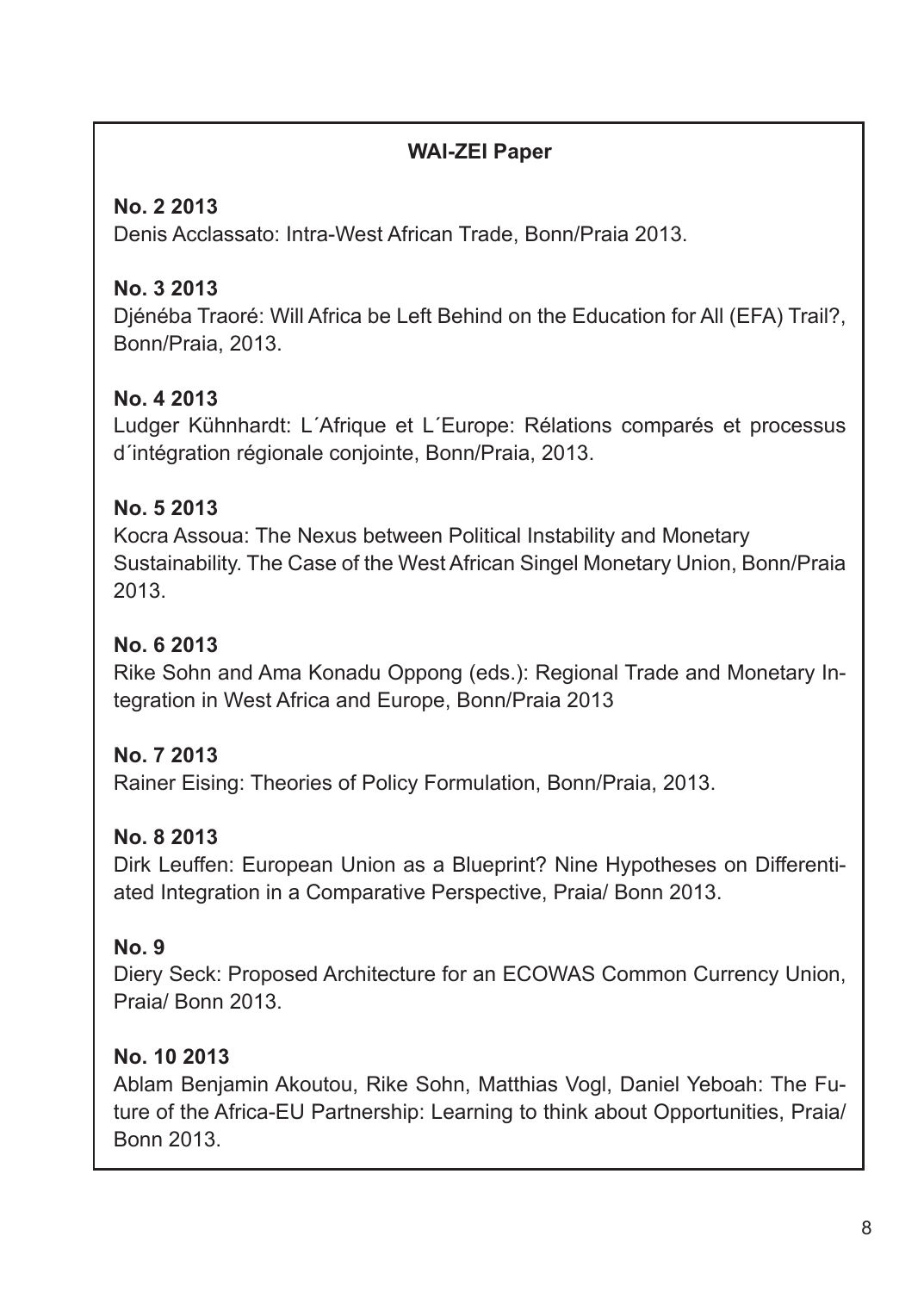**WAI-ZEI Paper**

**No. 2 2013**
Denis Acclassato: Intra-West African Trade, Bonn/Praia 2013.

**No. 3 2013**
Djénéba Traoré: Will Africa be Left Behind on the Education for All (EFA) Trail?, Bonn/Praia, 2013.

**No. 4 2013**
Ludger Kühnhardt: L´Afrique et L´Europe: Rélations comparés et processus d´intégration régionale conjointe, Bonn/Praia, 2013.

**No. 5 2013**
Kocra Assoua: The Nexus between Political Instability and Monetary Sustainability. The Case of the West African Singel Monetary Union, Bonn/Praia 2013.

**No. 6 2013**
Rike Sohn and Ama Konadu Oppong (eds.): Regional Trade and Monetary Integration in West Africa and Europe, Bonn/Praia 2013

**No. 7 2013**
Rainer Eising: Theories of Policy Formulation, Bonn/Praia, 2013.

**No. 8 2013**
Dirk Leuffen: European Union as a Blueprint? Nine Hypotheses on Differentiated Integration in a Comparative Perspective, Praia/ Bonn 2013.

**No. 9**
Diery Seck: Proposed Architecture for an ECOWAS Common Currency Union, Praia/ Bonn 2013.

**No. 10 2013**
Ablam Benjamin Akoutou, Rike Sohn, Matthias Vogl, Daniel Yeboah: The Future of the Africa-EU Partnership: Learning to think about Opportunities, Praia/ Bonn 2013.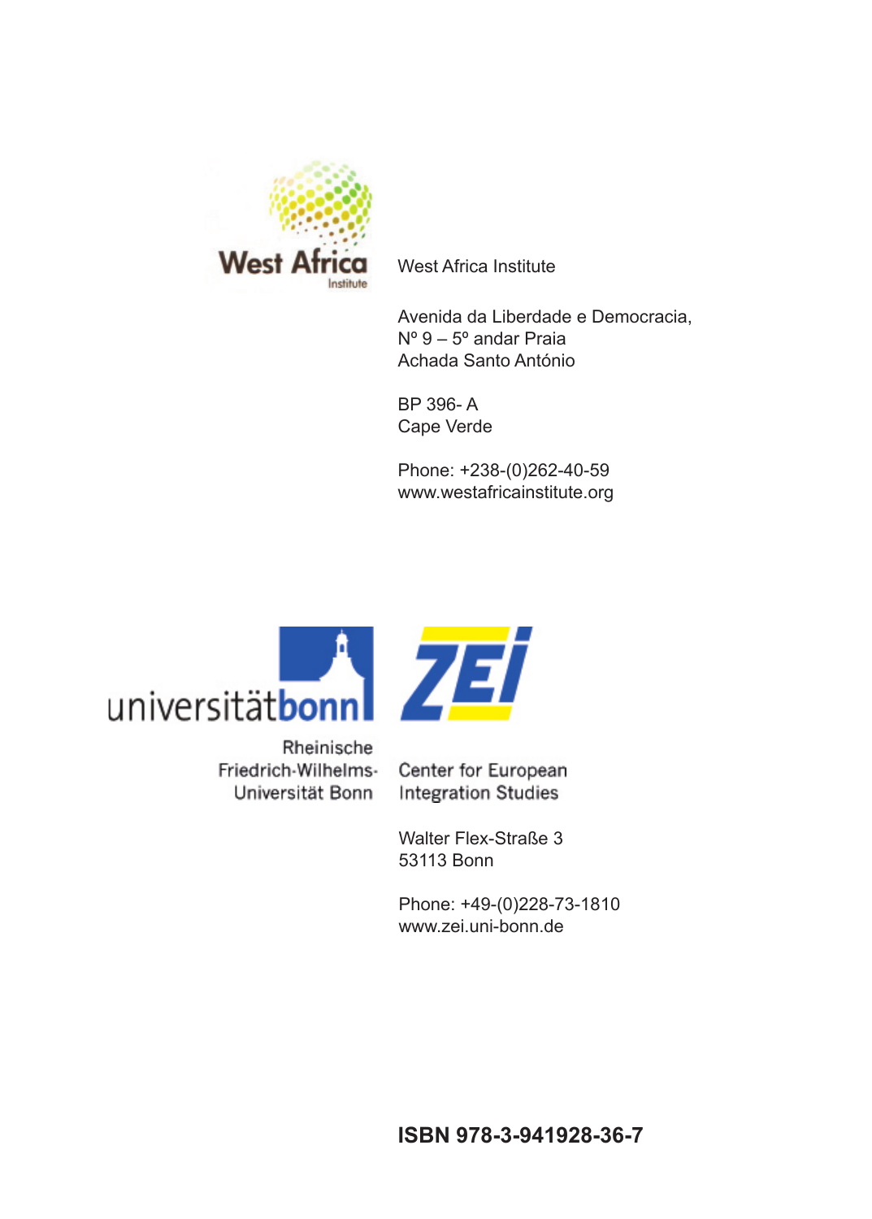West Africa Institute

Avenida da Liberdade e Democracia,
Nº 9 – 5º andar Praia
Achada Santo António

BP 396- A
Cape Verde

Phone: +238-(0)262-40-59
www.westafricainstitute.org

Rheinische
Friedrich-Wilhelms-
Universität Bonn

Center for European
Integration Studies

Walter Flex-Straße 3
53113 Bonn

Phone: +49-(0)228-73-1810
www.zei.uni-bonn.de

**ISBN 978-3-941928-36-7**